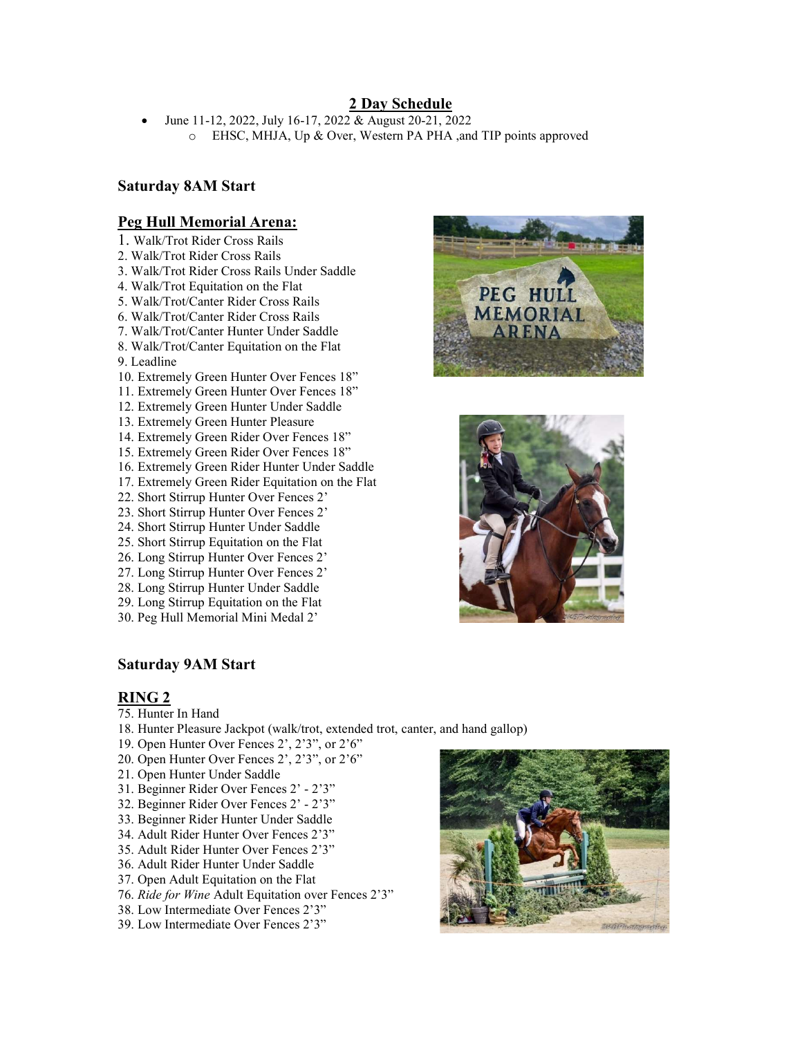## 2 Day Schedule

- June 11-12, 2022, July 16-17, 2022 & August 20-21, 2022
  - EHSC, MHJA, Up & Over, Western PA PHA ,and TIP points approved

### Saturday 8AM Start

#### Peg Hull Memorial Arena:

1. Walk/Trot Rider Cross Rails
2. Walk/Trot Rider Cross Rails
3. Walk/Trot Rider Cross Rails Under Saddle
4. Walk/Trot Equitation on the Flat
5. Walk/Trot/Canter Rider Cross Rails
6. Walk/Trot/Canter Rider Cross Rails
7. Walk/Trot/Canter Hunter Under Saddle
8. Walk/Trot/Canter Equitation on the Flat
9. Leadline
10. Extremely Green Hunter Over Fences 18"
11. Extremely Green Hunter Over Fences 18"
12. Extremely Green Hunter Under Saddle
13. Extremely Green Hunter Pleasure
14. Extremely Green Rider Over Fences 18"
15. Extremely Green Rider Over Fences 18"
16. Extremely Green Rider Hunter Under Saddle
17. Extremely Green Rider Equitation on the Flat

22. Short Stirrup Hunter Over Fences 2'
23. Short Stirrup Hunter Over Fences 2'
24. Short Stirrup Hunter Under Saddle
25. Short Stirrup Equitation on the Flat
26. Long Stirrup Hunter Over Fences 2'
27. Long Stirrup Hunter Over Fences 2'
28. Long Stirrup Hunter Under Saddle
29. Long Stirrup Equitation on the Flat
30. Peg Hull Memorial Mini Medal 2'

### Saturday 9AM Start

#### RING 2

75. Hunter In Hand

18. Hunter Pleasure Jackpot (walk/trot, extended trot, canter, and hand gallop)
19. Open Hunter Over Fences 2', 2'3", or 2'6"
20. Open Hunter Over Fences 2', 2'3", or 2'6"
21. Open Hunter Under Saddle

31. Beginner Rider Over Fences 2' - 2'3"
32. Beginner Rider Over Fences 2' - 2'3"
33. Beginner Rider Hunter Under Saddle
34. Adult Rider Hunter Over Fences 2'3"
35. Adult Rider Hunter Over Fences 2'3"
36. Adult Rider Hunter Under Saddle
37. Open Adult Equitation on the Flat

76. *Ride for Wine* Adult Equitation over Fences 2'3"

38. Low Intermediate Over Fences 2'3"
39. Low Intermediate Over Fences 2'3"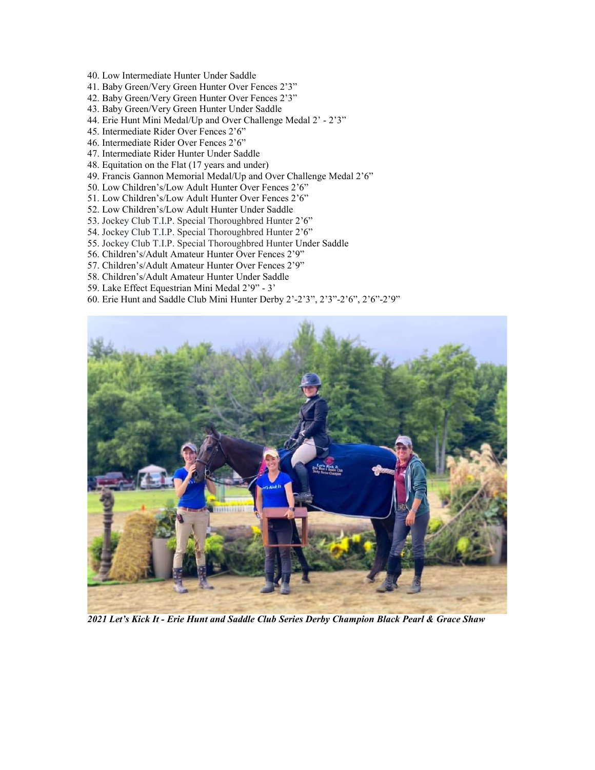40. Low Intermediate Hunter Under Saddle
41. Baby Green/Very Green Hunter Over Fences 2'3"
42. Baby Green/Very Green Hunter Over Fences 2'3"
43. Baby Green/Very Green Hunter Under Saddle
44. Erie Hunt Mini Medal/Up and Over Challenge Medal 2' - 2'3"
45. Intermediate Rider Over Fences 2'6"
46. Intermediate Rider Over Fences 2'6"
47. Intermediate Rider Hunter Under Saddle
48. Equitation on the Flat (17 years and under)
49. Francis Gannon Memorial Medal/Up and Over Challenge Medal 2'6"
50. Low Children's/Low Adult Hunter Over Fences 2'6"
51. Low Children's/Low Adult Hunter Over Fences 2'6"
52. Low Children's/Low Adult Hunter Under Saddle
53. Jockey Club T.I.P. Special Thoroughbred Hunter 2'6"
54. Jockey Club T.I.P. Special Thoroughbred Hunter 2'6"
55. Jockey Club T.I.P. Special Thoroughbred Hunter Under Saddle
56. Children's/Adult Amateur Hunter Over Fences 2'9"
57. Children's/Adult Amateur Hunter Over Fences 2'9"
58. Children's/Adult Amateur Hunter Under Saddle
59. Lake Effect Equestrian Mini Medal 2'9" - 3'
60. Erie Hunt and Saddle Club Mini Hunter Derby 2'-2'3", 2'3"-2'6", 2'6"-2'9"

***2021 Let's Kick It - Erie Hunt and Saddle Club Series Derby Champion Black Pearl & Grace Shaw***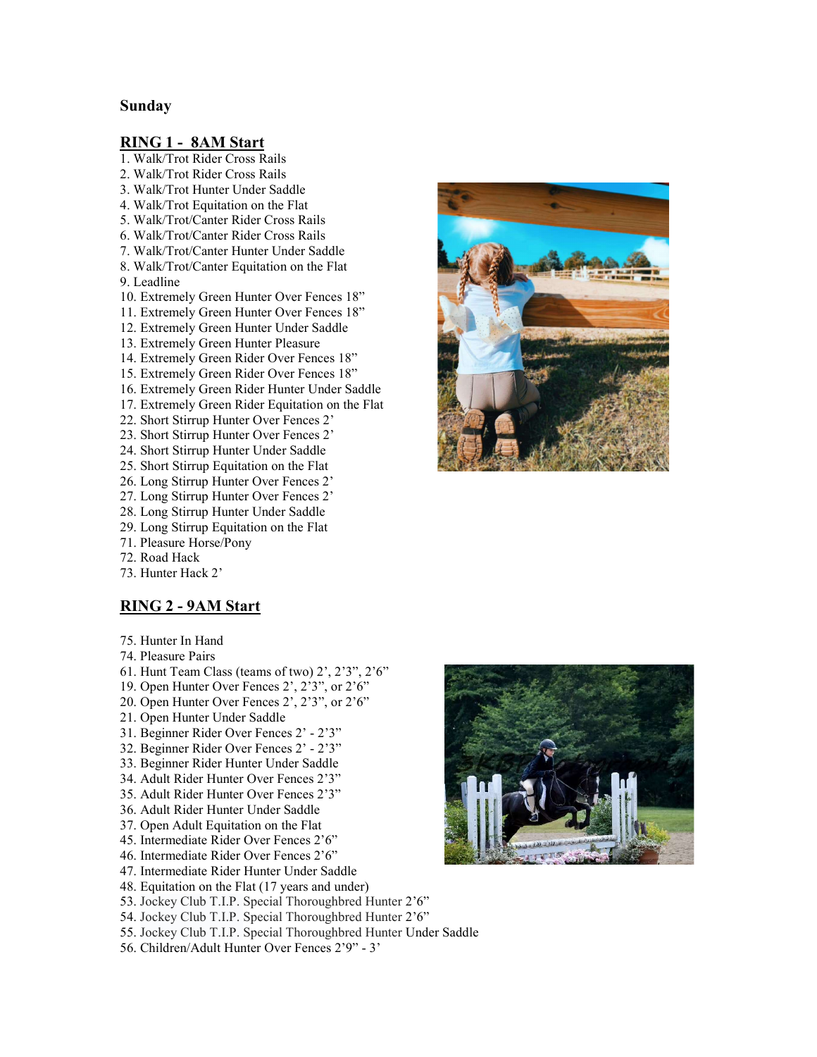**Sunday**

## RING 1 - 8AM Start

1. Walk/Trot Rider Cross Rails
2. Walk/Trot Rider Cross Rails
3. Walk/Trot Hunter Under Saddle
4. Walk/Trot Equitation on the Flat
5. Walk/Trot/Canter Rider Cross Rails
6. Walk/Trot/Canter Rider Cross Rails
7. Walk/Trot/Canter Hunter Under Saddle
8. Walk/Trot/Canter Equitation on the Flat
9. Leadline
10. Extremely Green Hunter Over Fences 18"
11. Extremely Green Hunter Over Fences 18"
12. Extremely Green Hunter Under Saddle
13. Extremely Green Hunter Pleasure
14. Extremely Green Rider Over Fences 18"
15. Extremely Green Rider Over Fences 18"
16. Extremely Green Rider Hunter Under Saddle
17. Extremely Green Rider Equitation on the Flat
22. Short Stirrup Hunter Over Fences 2'
23. Short Stirrup Hunter Over Fences 2'
24. Short Stirrup Hunter Under Saddle
25. Short Stirrup Equitation on the Flat
26. Long Stirrup Hunter Over Fences 2'
27. Long Stirrup Hunter Over Fences 2'
28. Long Stirrup Hunter Under Saddle
29. Long Stirrup Equitation on the Flat
71. Pleasure Horse/Pony
72. Road Hack
73. Hunter Hack 2'

## RING 2 - 9AM Start

75. Hunter In Hand
74. Pleasure Pairs
61. Hunt Team Class (teams of two) 2', 2'3", 2'6"
19. Open Hunter Over Fences 2', 2'3", or 2'6"
20. Open Hunter Over Fences 2', 2'3", or 2'6"
21. Open Hunter Under Saddle
31. Beginner Rider Over Fences 2' - 2'3"
32. Beginner Rider Over Fences 2' - 2'3"
33. Beginner Rider Hunter Under Saddle
34. Adult Rider Hunter Over Fences 2'3"
35. Adult Rider Hunter Over Fences 2'3"
36. Adult Rider Hunter Under Saddle
37. Open Adult Equitation on the Flat
45. Intermediate Rider Over Fences 2'6"
46. Intermediate Rider Over Fences 2'6"
47. Intermediate Rider Hunter Under Saddle
48. Equitation on the Flat (17 years and under)
53. Jockey Club T.I.P. Special Thoroughbred Hunter 2'6"
54. Jockey Club T.I.P. Special Thoroughbred Hunter 2'6"
55. Jockey Club T.I.P. Special Thoroughbred Hunter Under Saddle
56. Children/Adult Hunter Over Fences 2'9" - 3'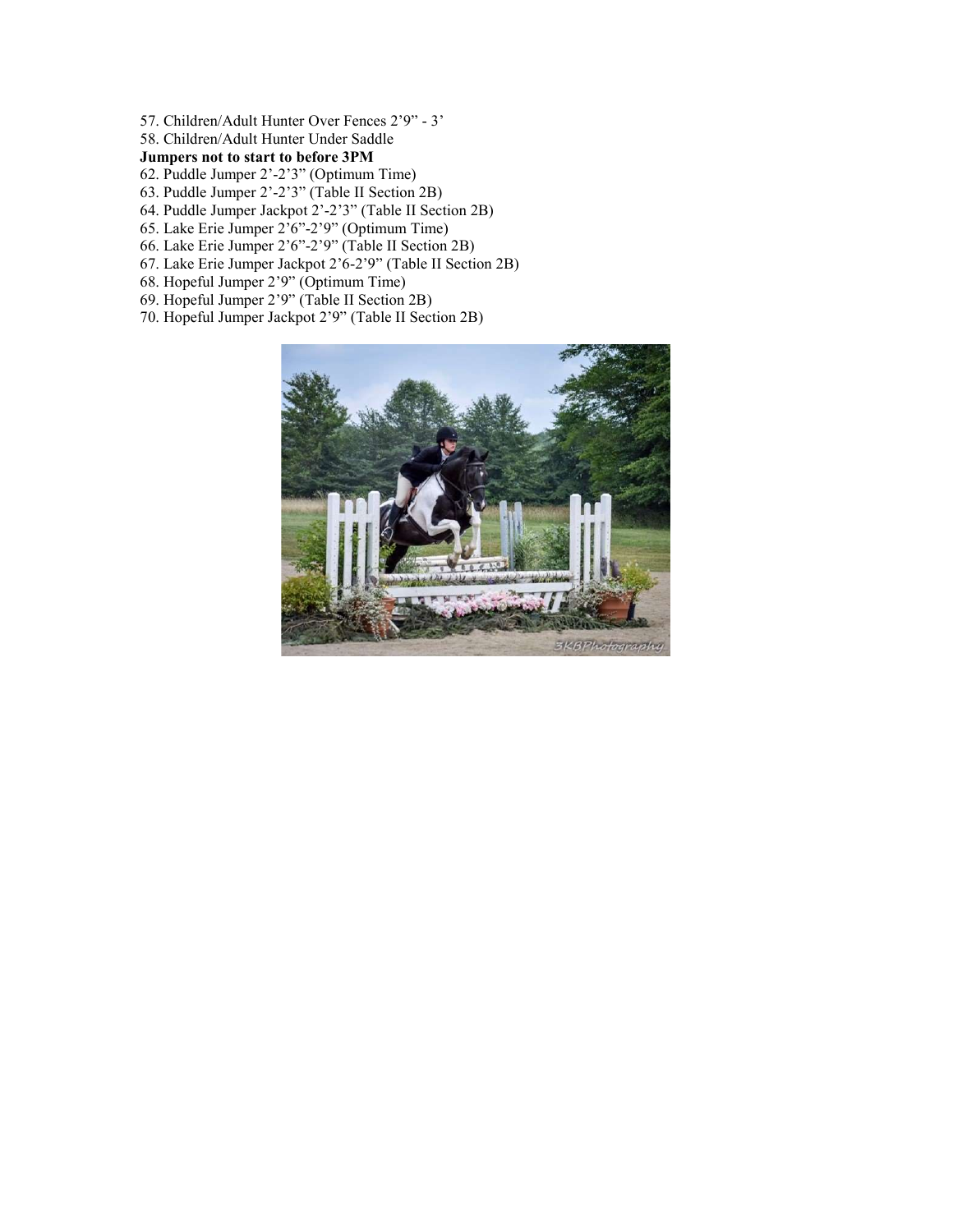57. Children/Adult Hunter Over Fences 2’9” - 3’
58. Children/Adult Hunter Under Saddle

**Jumpers not to start to before 3PM**

62. Puddle Jumper 2’-2’3” (Optimum Time)
63. Puddle Jumper 2’-2’3” (Table II Section 2B)
64. Puddle Jumper Jackpot 2’-2’3” (Table II Section 2B)
65. Lake Erie Jumper 2’6”-2’9” (Optimum Time)
66. Lake Erie Jumper 2’6”-2’9” (Table II Section 2B)
67. Lake Erie Jumper Jackpot 2’6-2’9” (Table II Section 2B)
68. Hopeful Jumper 2’9” (Optimum Time)
69. Hopeful Jumper 2’9” (Table II Section 2B)
70. Hopeful Jumper Jackpot 2’9” (Table II Section 2B)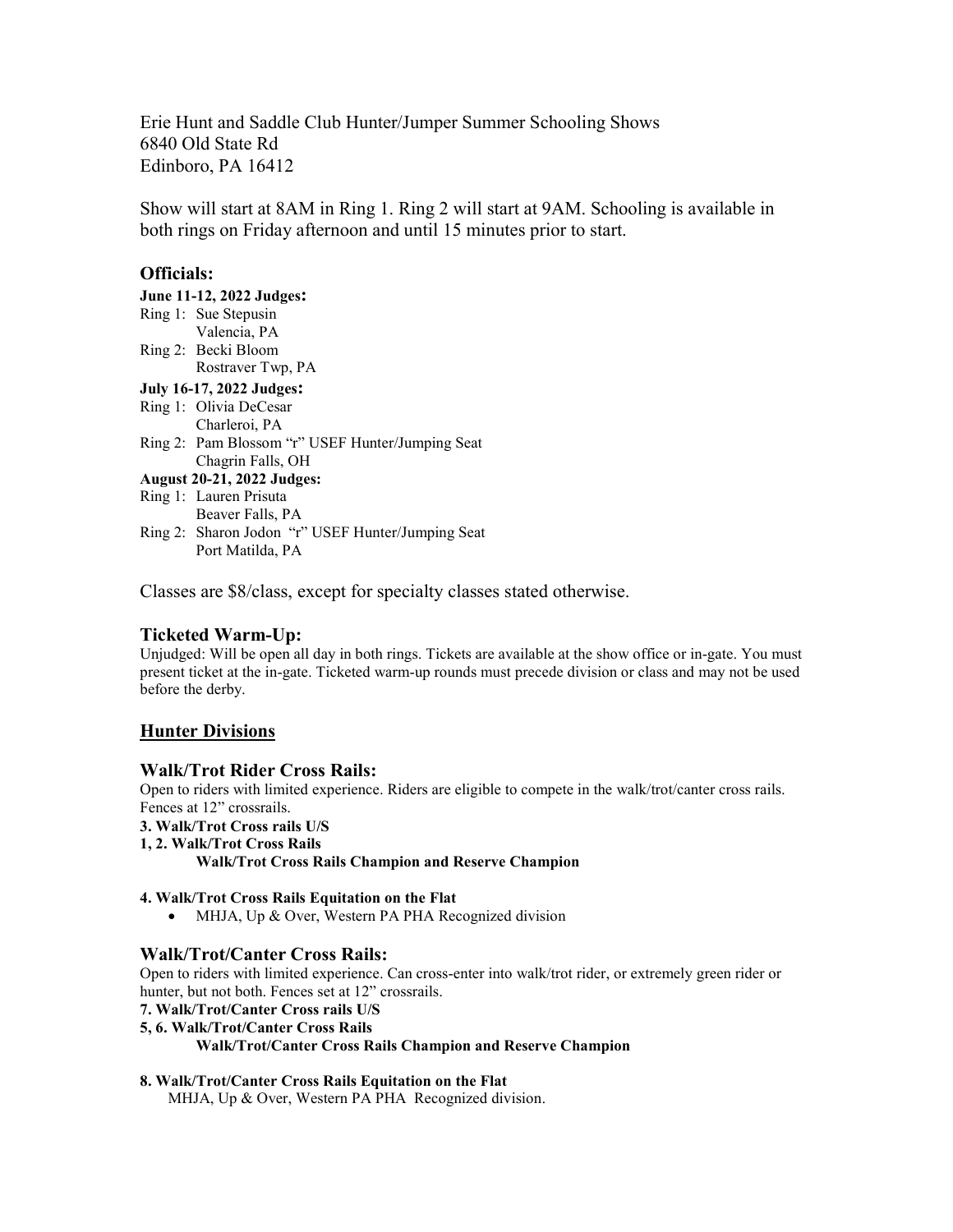Erie Hunt and Saddle Club Hunter/Jumper Summer Schooling Shows
6840 Old State Rd
Edinboro, PA 16412

Show will start at 8AM in Ring 1. Ring 2 will start at 9AM. Schooling is available in both rings on Friday afternoon and until 15 minutes prior to start.

## Officials:

**June 11-12, 2022 Judges:**

Ring 1: Sue Stepusin
Valencia, PA

Ring 2: Becki Bloom
Rostraver Twp, PA

**July 16-17, 2022 Judges:**

Ring 1: Olivia DeCesar
Charleroi, PA

Ring 2: Pam Blossom "r" USEF Hunter/Jumping Seat
Chagrin Falls, OH

**August 20-21, 2022 Judges:**

Ring 1: Lauren Prisuta
Beaver Falls, PA

Ring 2: Sharon Jodon "r" USEF Hunter/Jumping Seat
Port Matilda, PA

Classes are $8/class, except for specialty classes stated otherwise.

## Ticketed Warm-Up:

Unjudged: Will be open all day in both rings. Tickets are available at the show office or in-gate. You must present ticket at the in-gate. Ticketed warm-up rounds must precede division or class and may not be used before the derby.

## Hunter Divisions

### Walk/Trot Rider Cross Rails:

Open to riders with limited experience. Riders are eligible to compete in the walk/trot/canter cross rails. Fences at 12" crossrails.

**3. Walk/Trot Cross rails U/S**

**1, 2. Walk/Trot Cross Rails**

**Walk/Trot Cross Rails Champion and Reserve Champion**

**4. Walk/Trot Cross Rails Equitation on the Flat**

- MHJA, Up & Over, Western PA PHA Recognized division

### Walk/Trot/Canter Cross Rails:

Open to riders with limited experience. Can cross-enter into walk/trot rider, or extremely green rider or hunter, but not both. Fences set at 12" crossrails.

**7. Walk/Trot/Canter Cross rails U/S**

**5, 6. Walk/Trot/Canter Cross Rails**

**Walk/Trot/Canter Cross Rails Champion and Reserve Champion**

**8. Walk/Trot/Canter Cross Rails Equitation on the Flat**

MHJA, Up & Over, Western PA PHA Recognized division.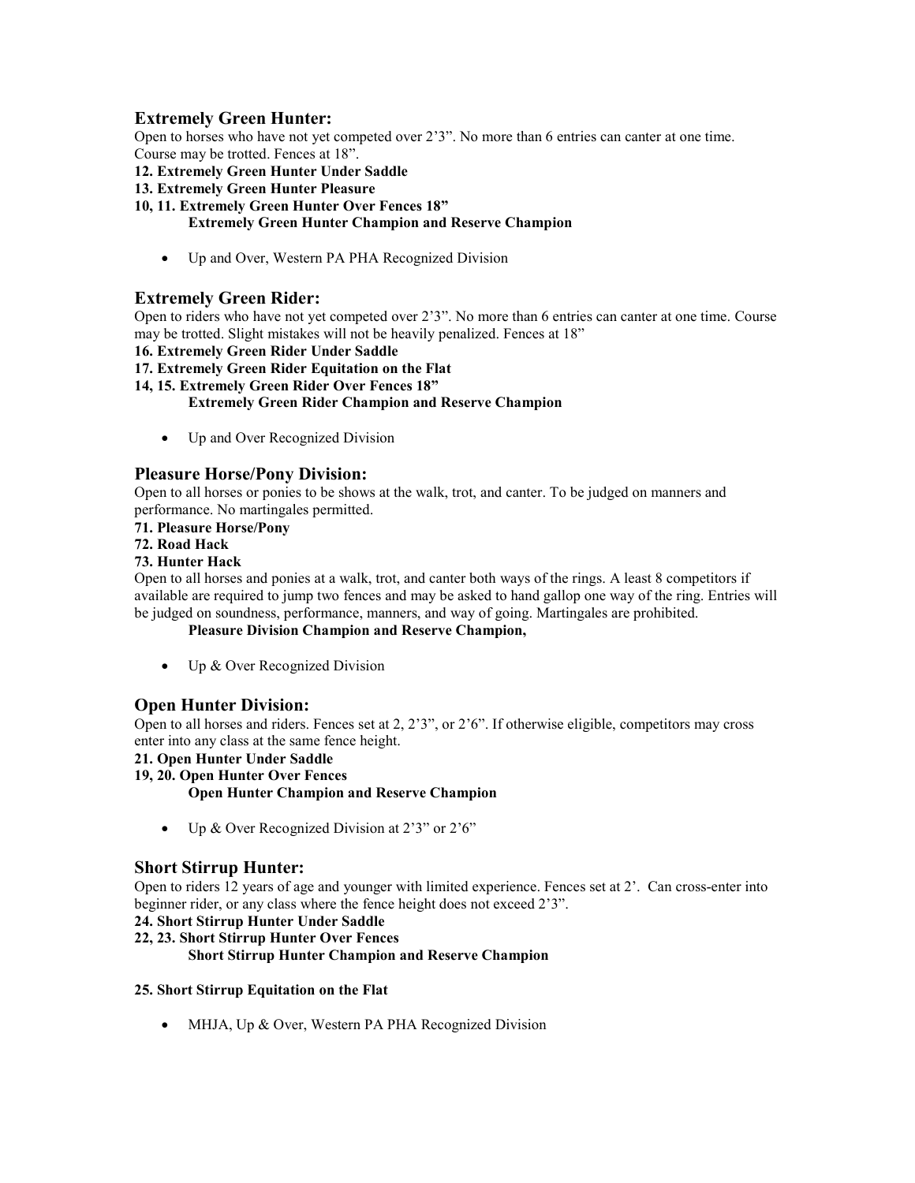## Extremely Green Hunter:

Open to horses who have not yet competed over 2'3". No more than 6 entries can canter at one time. Course may be trotted. Fences at 18".

**12. Extremely Green Hunter Under Saddle**
**13. Extremely Green Hunter Pleasure**
**10, 11. Extremely Green Hunter Over Fences 18"**
**Extremely Green Hunter Champion and Reserve Champion**

- Up and Over, Western PA PHA Recognized Division

## Extremely Green Rider:

Open to riders who have not yet competed over 2'3". No more than 6 entries can canter at one time. Course may be trotted. Slight mistakes will not be heavily penalized. Fences at 18"

**16. Extremely Green Rider Under Saddle**
**17. Extremely Green Rider Equitation on the Flat**
**14, 15. Extremely Green Rider Over Fences 18"**
**Extremely Green Rider Champion and Reserve Champion**

- Up and Over Recognized Division

## Pleasure Horse/Pony Division:

Open to all horses or ponies to be shows at the walk, trot, and canter. To be judged on manners and performance. No martingales permitted.

**71. Pleasure Horse/Pony**
**72. Road Hack**
**73. Hunter Hack**

Open to all horses and ponies at a walk, trot, and canter both ways of the rings. A least 8 competitors if available are required to jump two fences and may be asked to hand gallop one way of the ring. Entries will be judged on soundness, performance, manners, and way of going. Martingales are prohibited.

**Pleasure Division Champion and Reserve Champion,**

- Up & Over Recognized Division

## Open Hunter Division:

Open to all horses and riders. Fences set at 2, 2'3", or 2'6". If otherwise eligible, competitors may cross enter into any class at the same fence height.

**21. Open Hunter Under Saddle**
**19, 20. Open Hunter Over Fences**
**Open Hunter Champion and Reserve Champion**

- Up & Over Recognized Division at 2'3" or 2'6"

## Short Stirrup Hunter:

Open to riders 12 years of age and younger with limited experience. Fences set at 2'. Can cross-enter into beginner rider, or any class where the fence height does not exceed 2'3".

**24. Short Stirrup Hunter Under Saddle**
**22, 23. Short Stirrup Hunter Over Fences**
**Short Stirrup Hunter Champion and Reserve Champion**

**25. Short Stirrup Equitation on the Flat**

- MHJA, Up & Over, Western PA PHA Recognized Division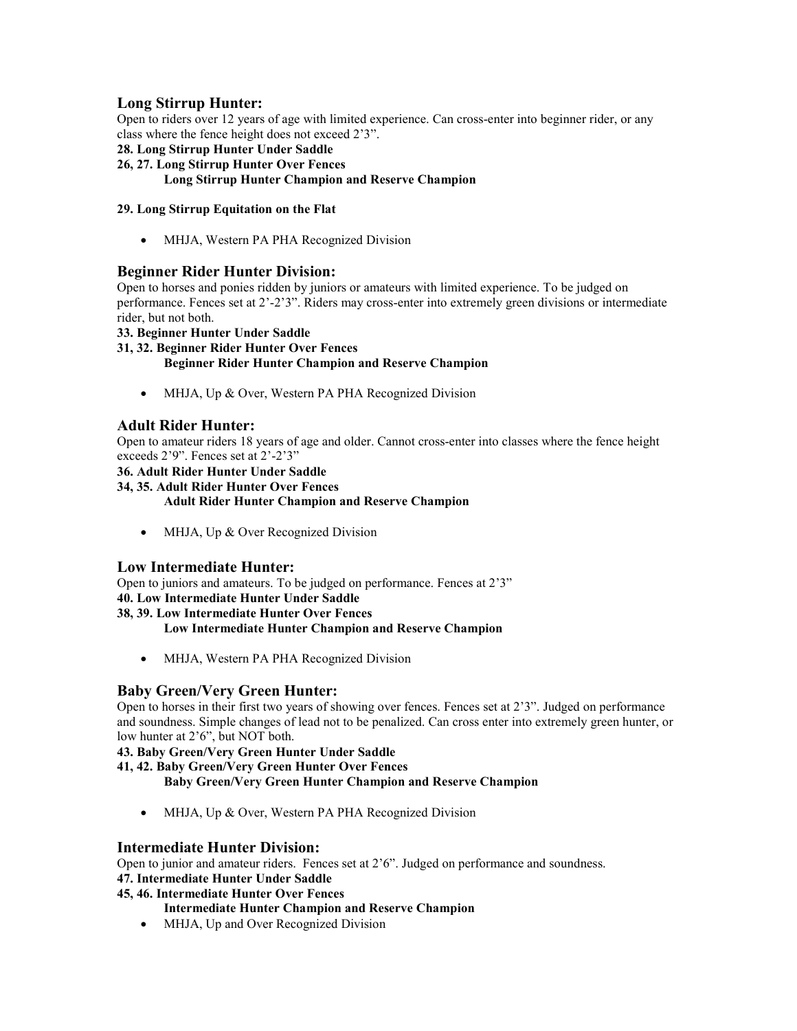## Long Stirrup Hunter:

Open to riders over 12 years of age with limited experience. Can cross-enter into beginner rider, or any class where the fence height does not exceed 2'3".

**28. Long Stirrup Hunter Under Saddle**

**26, 27. Long Stirrup Hunter Over Fences**

**Long Stirrup Hunter Champion and Reserve Champion**

**29. Long Stirrup Equitation on the Flat**

- MHJA, Western PA PHA Recognized Division

## Beginner Rider Hunter Division:

Open to horses and ponies ridden by juniors or amateurs with limited experience. To be judged on performance. Fences set at 2'-2'3". Riders may cross-enter into extremely green divisions or intermediate rider, but not both.

**33. Beginner Hunter Under Saddle**

**31, 32. Beginner Rider Hunter Over Fences**

**Beginner Rider Hunter Champion and Reserve Champion**

- MHJA, Up & Over, Western PA PHA Recognized Division

## Adult Rider Hunter:

Open to amateur riders 18 years of age and older. Cannot cross-enter into classes where the fence height exceeds 2'9". Fences set at 2'-2'3"

**36. Adult Rider Hunter Under Saddle**

**34, 35. Adult Rider Hunter Over Fences**

**Adult Rider Hunter Champion and Reserve Champion**

- MHJA, Up & Over Recognized Division

## Low Intermediate Hunter:

Open to juniors and amateurs. To be judged on performance. Fences at 2'3"

**40. Low Intermediate Hunter Under Saddle**

**38, 39. Low Intermediate Hunter Over Fences**

**Low Intermediate Hunter Champion and Reserve Champion**

- MHJA, Western PA PHA Recognized Division

## Baby Green/Very Green Hunter:

Open to horses in their first two years of showing over fences. Fences set at 2'3". Judged on performance and soundness. Simple changes of lead not to be penalized. Can cross enter into extremely green hunter, or low hunter at 2'6", but NOT both.

**43. Baby Green/Very Green Hunter Under Saddle**

**41, 42. Baby Green/Very Green Hunter Over Fences**

**Baby Green/Very Green Hunter Champion and Reserve Champion**

- MHJA, Up & Over, Western PA PHA Recognized Division

## Intermediate Hunter Division:

Open to junior and amateur riders. Fences set at 2'6". Judged on performance and soundness.

**47. Intermediate Hunter Under Saddle**

**45, 46. Intermediate Hunter Over Fences**

**Intermediate Hunter Champion and Reserve Champion**

- MHJA, Up and Over Recognized Division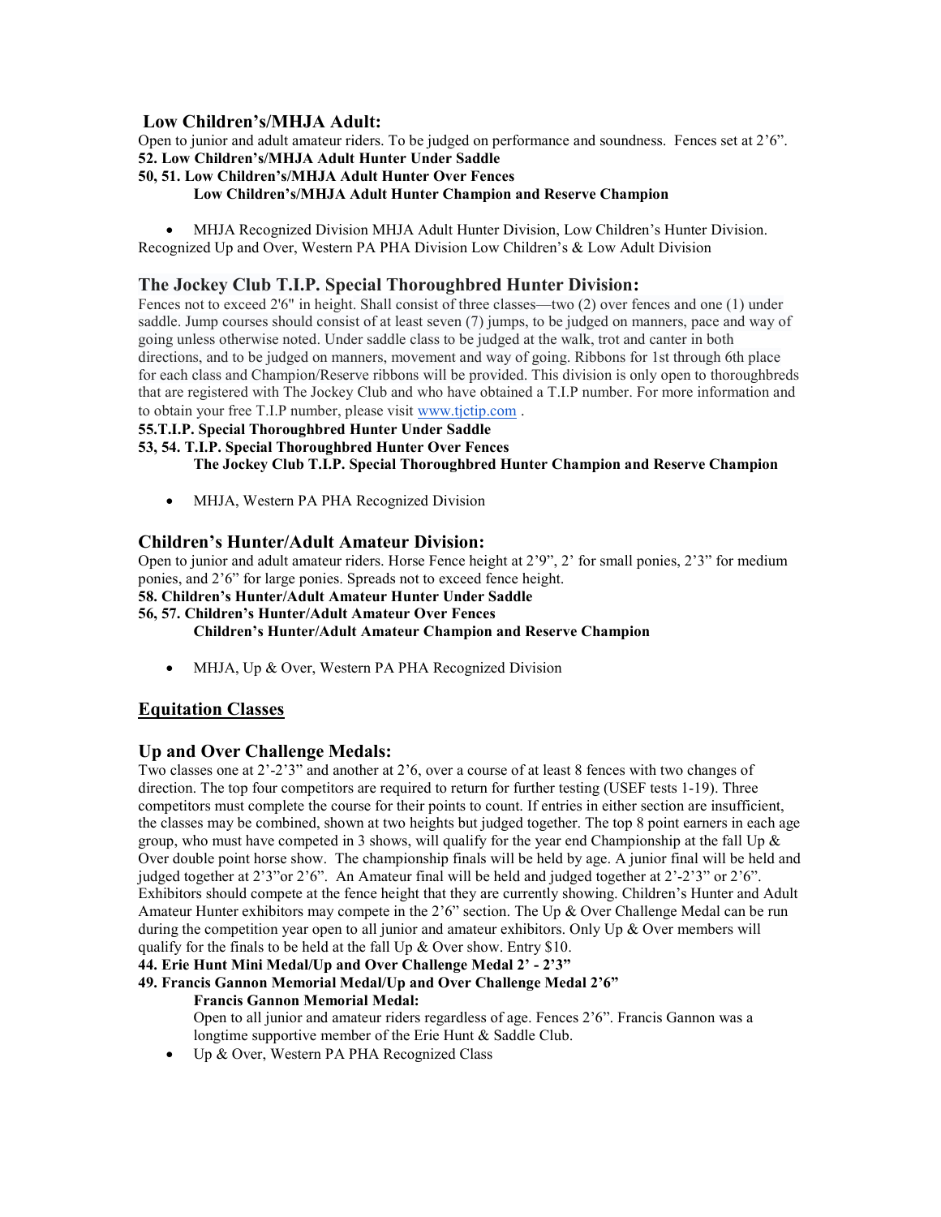## Low Children's/MHJA Adult:

Open to junior and adult amateur riders. To be judged on performance and soundness. Fences set at 2'6".

**52. Low Children's/MHJA Adult Hunter Under Saddle**

**50, 51. Low Children's/MHJA Adult Hunter Over Fences**

**Low Children's/MHJA Adult Hunter Champion and Reserve Champion**

- MHJA Recognized Division MHJA Adult Hunter Division, Low Children's Hunter Division. Recognized Up and Over, Western PA PHA Division Low Children's & Low Adult Division

## The Jockey Club T.I.P. Special Thoroughbred Hunter Division:

Fences not to exceed 2'6" in height. Shall consist of three classes—two (2) over fences and one (1) under saddle. Jump courses should consist of at least seven (7) jumps, to be judged on manners, pace and way of going unless otherwise noted. Under saddle class to be judged at the walk, trot and canter in both directions, and to be judged on manners, movement and way of going. Ribbons for 1st through 6th place for each class and Champion/Reserve ribbons will be provided. This division is only open to thoroughbreds that are registered with The Jockey Club and who have obtained a T.I.P number. For more information and to obtain your free T.I.P number, please visit www.tjctip.com .

**55.T.I.P. Special Thoroughbred Hunter Under Saddle**

**53, 54. T.I.P. Special Thoroughbred Hunter Over Fences**

**The Jockey Club T.I.P. Special Thoroughbred Hunter Champion and Reserve Champion**

- MHJA, Western PA PHA Recognized Division

## Children's Hunter/Adult Amateur Division:

Open to junior and adult amateur riders. Horse Fence height at 2'9", 2' for small ponies, 2'3" for medium ponies, and 2'6" for large ponies. Spreads not to exceed fence height.

**58. Children's Hunter/Adult Amateur Hunter Under Saddle**

**56, 57. Children's Hunter/Adult Amateur Over Fences**

**Children's Hunter/Adult Amateur Champion and Reserve Champion**

- MHJA, Up & Over, Western PA PHA Recognized Division

## Equitation Classes

## Up and Over Challenge Medals:

Two classes one at 2'-2'3" and another at 2'6, over a course of at least 8 fences with two changes of direction. The top four competitors are required to return for further testing (USEF tests 1-19). Three competitors must complete the course for their points to count. If entries in either section are insufficient, the classes may be combined, shown at two heights but judged together. The top 8 point earners in each age group, who must have competed in 3 shows, will qualify for the year end Championship at the fall Up & Over double point horse show. The championship finals will be held by age. A junior final will be held and judged together at 2'3"or 2'6". An Amateur final will be held and judged together at 2'-2'3" or 2'6". Exhibitors should compete at the fence height that they are currently showing. Children's Hunter and Adult Amateur Hunter exhibitors may compete in the 2'6" section. The Up & Over Challenge Medal can be run during the competition year open to all junior and amateur exhibitors. Only Up & Over members will qualify for the finals to be held at the fall Up & Over show. Entry $10.

**44. Erie Hunt Mini Medal/Up and Over Challenge Medal 2' - 2'3"**

**49. Francis Gannon Memorial Medal/Up and Over Challenge Medal 2'6"**

**Francis Gannon Memorial Medal:**

Open to all junior and amateur riders regardless of age. Fences 2'6". Francis Gannon was a longtime supportive member of the Erie Hunt & Saddle Club.

- Up & Over, Western PA PHA Recognized Class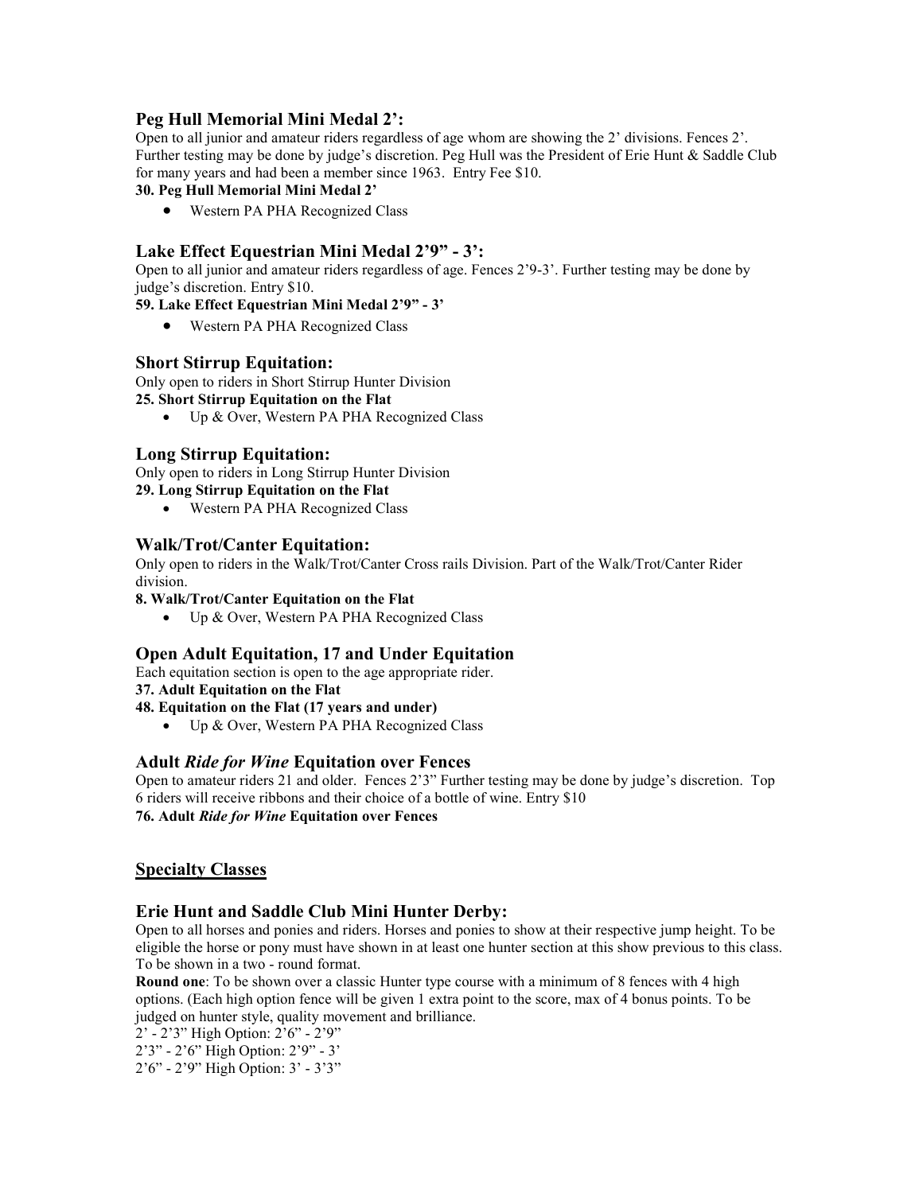### Peg Hull Memorial Mini Medal 2':

Open to all junior and amateur riders regardless of age whom are showing the 2' divisions. Fences 2'. Further testing may be done by judge's discretion. Peg Hull was the President of Erie Hunt & Saddle Club for many years and had been a member since 1963. Entry Fee $10.

**30. Peg Hull Memorial Mini Medal 2'**

- Western PA PHA Recognized Class

### Lake Effect Equestrian Mini Medal 2'9" - 3':

Open to all junior and amateur riders regardless of age. Fences 2'9-3'. Further testing may be done by judge's discretion. Entry $10.

**59. Lake Effect Equestrian Mini Medal 2'9" - 3'**

- Western PA PHA Recognized Class

### Short Stirrup Equitation:

Only open to riders in Short Stirrup Hunter Division

**25. Short Stirrup Equitation on the Flat**

- Up & Over, Western PA PHA Recognized Class

### Long Stirrup Equitation:

Only open to riders in Long Stirrup Hunter Division

**29. Long Stirrup Equitation on the Flat**

- Western PA PHA Recognized Class

### Walk/Trot/Canter Equitation:

Only open to riders in the Walk/Trot/Canter Cross rails Division. Part of the Walk/Trot/Canter Rider division.

**8. Walk/Trot/Canter Equitation on the Flat**

- Up & Over, Western PA PHA Recognized Class

### Open Adult Equitation, 17 and Under Equitation

Each equitation section is open to the age appropriate rider.

**37. Adult Equitation on the Flat**

**48. Equitation on the Flat (17 years and under)**

- Up & Over, Western PA PHA Recognized Class

### Adult *Ride for Wine* Equitation over Fences

Open to amateur riders 21 and older. Fences 2'3" Further testing may be done by judge's discretion. Top 6 riders will receive ribbons and their choice of a bottle of wine. Entry $10

**76. Adult *Ride for Wine* Equitation over Fences**

## Specialty Classes

### Erie Hunt and Saddle Club Mini Hunter Derby:

Open to all horses and ponies and riders. Horses and ponies to show at their respective jump height. To be eligible the horse or pony must have shown in at least one hunter section at this show previous to this class. To be shown in a two - round format.

**Round one**: To be shown over a classic Hunter type course with a minimum of 8 fences with 4 high options. (Each high option fence will be given 1 extra point to the score, max of 4 bonus points. To be judged on hunter style, quality movement and brilliance.

2' - 2'3" High Option: 2'6" - 2'9"

2'3" - 2'6" High Option: 2'9" - 3'

2'6" - 2'9" High Option: 3' - 3'3"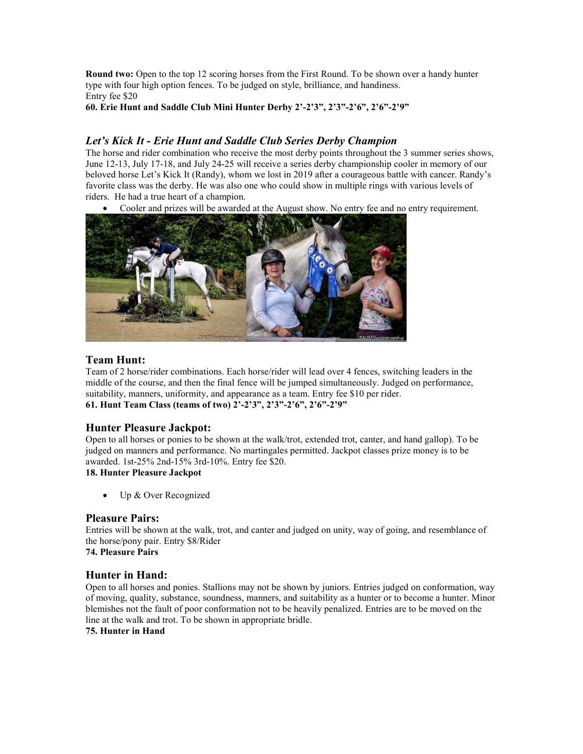**Round two:** Open to the top 12 scoring horses from the First Round. To be shown over a handy hunter type with four high option fences. To be judged on style, brilliance, and handiness.
Entry fee $20

**60. Erie Hunt and Saddle Club Mini Hunter Derby 2'-2'3", 2'3"-2'6", 2'6"-2'9"**

### *Let's Kick It - Erie Hunt and Saddle Club Series Derby Champion*

The horse and rider combination who receive the most derby points throughout the 3 summer series shows, June 12-13, July 17-18, and July 24-25 will receive a series derby championship cooler in memory of our beloved horse Let's Kick It (Randy), whom we lost in 2019 after a courageous battle with cancer. Randy's favorite class was the derby. He was also one who could show in multiple rings with various levels of riders. He had a true heart of a champion.

- Cooler and prizes will be awarded at the August show. No entry fee and no entry requirement.

## Team Hunt:

Team of 2 horse/rider combinations. Each horse/rider will lead over 4 fences, switching leaders in the middle of the course, and then the final fence will be jumped simultaneously. Judged on performance, suitability, manners, uniformity, and appearance as a team. Entry fee $10 per rider.

**61. Hunt Team Class (teams of two) 2'-2'3", 2'3"-2'6", 2'6"-2'9"**

## Hunter Pleasure Jackpot:

Open to all horses or ponies to be shown at the walk/trot, extended trot, canter, and hand gallop). To be judged on manners and performance. No martingales permitted. Jackpot classes prize money is to be awarded. 1st-25% 2nd-15% 3rd-10%. Entry fee $20.

**18. Hunter Pleasure Jackpot**

- Up & Over Recognized

## Pleasure Pairs:

Entries will be shown at the walk, trot, and canter and judged on unity, way of going, and resemblance of the horse/pony pair. Entry $8/Rider

**74. Pleasure Pairs**

## Hunter in Hand:

Open to all horses and ponies. Stallions may not be shown by juniors. Entries judged on conformation, way of moving, quality, substance, soundness, manners, and suitability as a hunter or to become a hunter. Minor blemishes not the fault of poor conformation not to be heavily penalized. Entries are to be moved on the line at the walk and trot. To be shown in appropriate bridle.

**75. Hunter in Hand**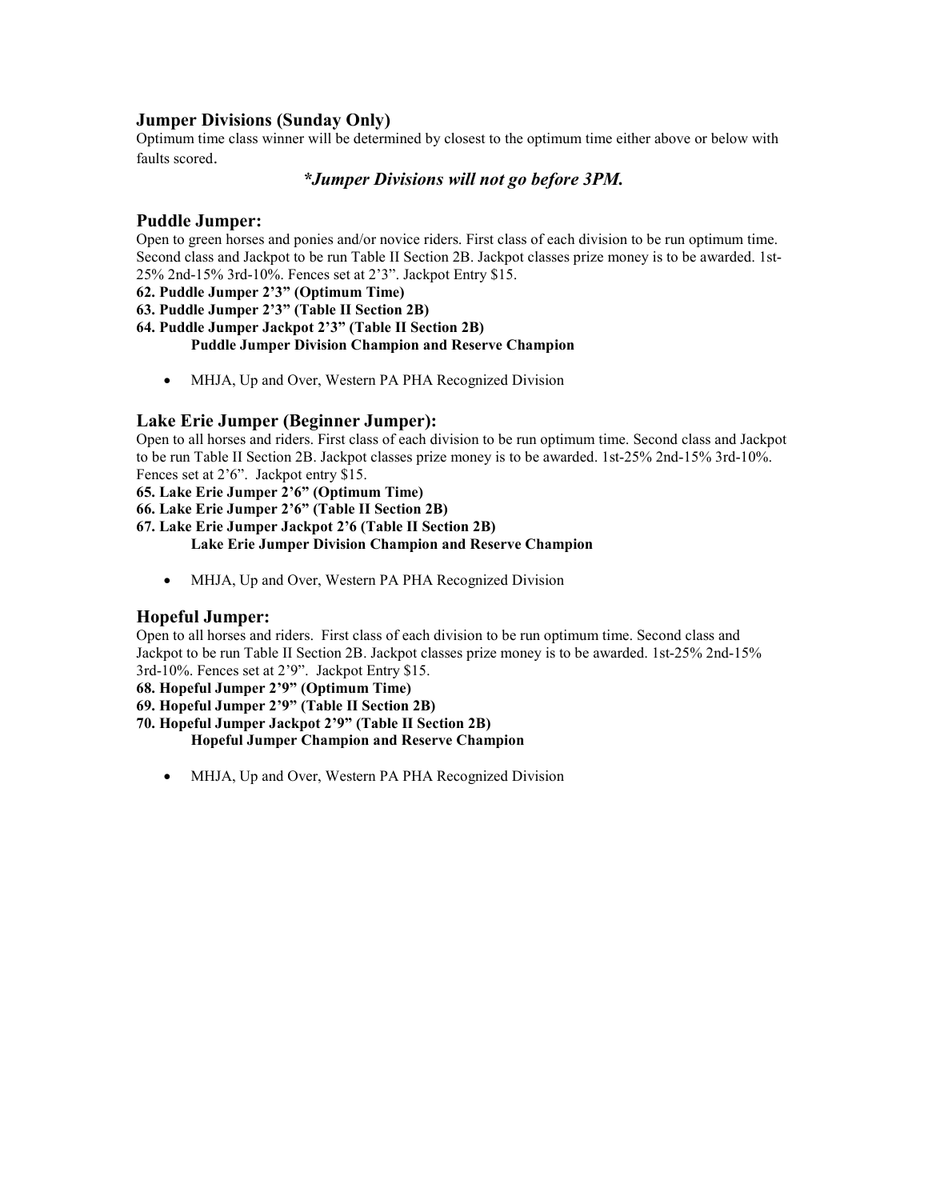## Jumper Divisions (Sunday Only)

Optimum time class winner will be determined by closest to the optimum time either above or below with faults scored.

***\*Jumper Divisions will not go before 3PM.***

### Puddle Jumper:

Open to green horses and ponies and/or novice riders. First class of each division to be run optimum time. Second class and Jackpot to be run Table II Section 2B. Jackpot classes prize money is to be awarded. 1st-25% 2nd-15% 3rd-10%. Fences set at 2'3". Jackpot Entry $15.

**62. Puddle Jumper 2'3" (Optimum Time)**
**63. Puddle Jumper 2'3" (Table II Section 2B)**
**64. Puddle Jumper Jackpot 2'3" (Table II Section 2B)**
**Puddle Jumper Division Champion and Reserve Champion**

- MHJA, Up and Over, Western PA PHA Recognized Division

### Lake Erie Jumper (Beginner Jumper):

Open to all horses and riders. First class of each division to be run optimum time. Second class and Jackpot to be run Table II Section 2B. Jackpot classes prize money is to be awarded. 1st-25% 2nd-15% 3rd-10%. Fences set at 2'6". Jackpot entry $15.

**65. Lake Erie Jumper 2'6" (Optimum Time)**
**66. Lake Erie Jumper 2'6" (Table II Section 2B)**
**67. Lake Erie Jumper Jackpot 2'6 (Table II Section 2B)**
**Lake Erie Jumper Division Champion and Reserve Champion**

- MHJA, Up and Over, Western PA PHA Recognized Division

### Hopeful Jumper:

Open to all horses and riders. First class of each division to be run optimum time. Second class and Jackpot to be run Table II Section 2B. Jackpot classes prize money is to be awarded. 1st-25% 2nd-15% 3rd-10%. Fences set at 2'9". Jackpot Entry $15.

**68. Hopeful Jumper 2'9" (Optimum Time)**
**69. Hopeful Jumper 2'9" (Table II Section 2B)**
**70. Hopeful Jumper Jackpot 2'9" (Table II Section 2B)**
**Hopeful Jumper Champion and Reserve Champion**

- MHJA, Up and Over, Western PA PHA Recognized Division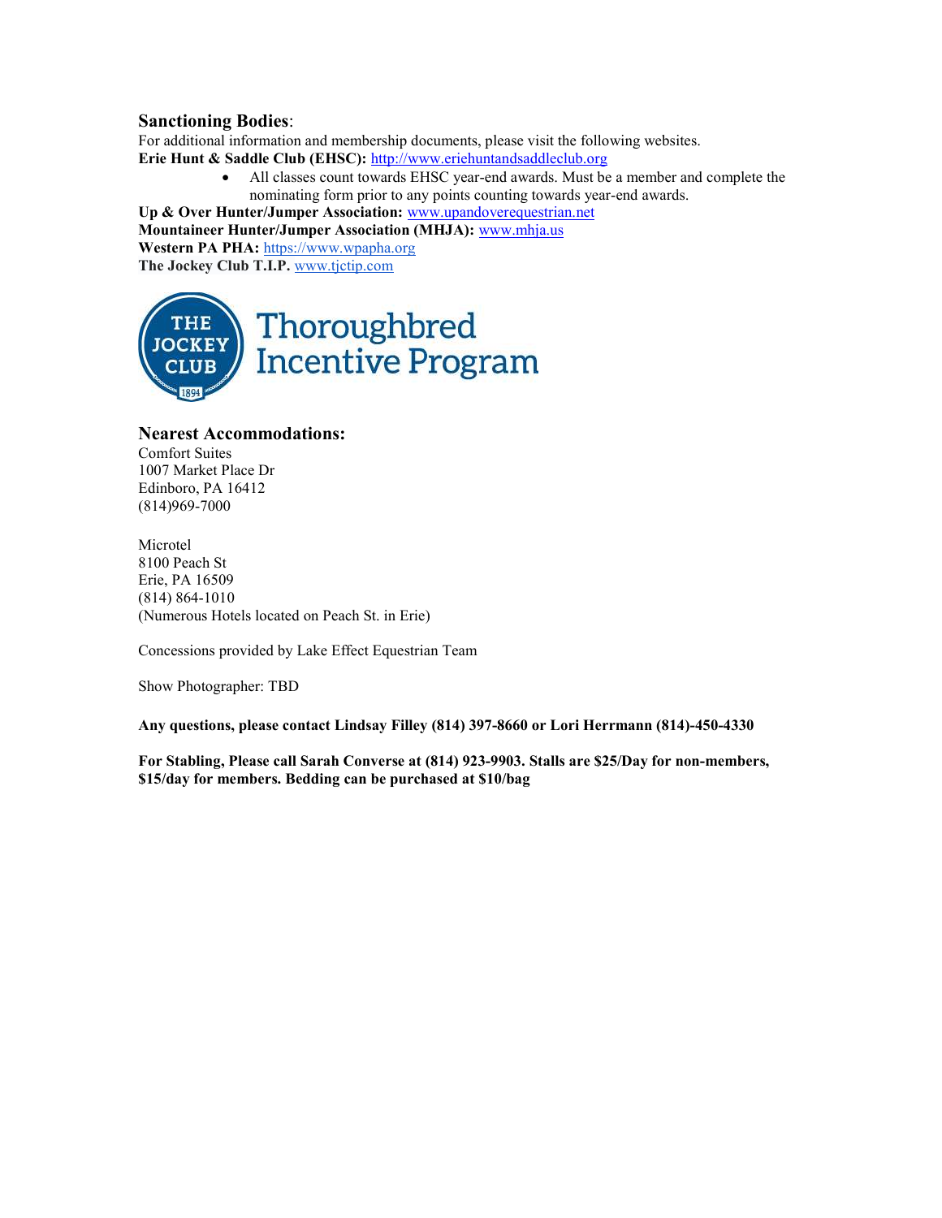## Sanctioning Bodies:

For additional information and membership documents, please visit the following websites.

**Erie Hunt & Saddle Club (EHSC):** http://www.eriehuntandsaddleclub.org

- All classes count towards EHSC year-end awards. Must be a member and complete the nominating form prior to any points counting towards year-end awards.

**Up & Over Hunter/Jumper Association:** www.upandoverequestrian.net
**Mountaineer Hunter/Jumper Association (MHJA):** www.mhja.us
**Western PA PHA:** https://www.wpapha.org
**The Jockey Club T.I.P.** www.tjctip.com

THE JOCKEY CLUB 1894 Thoroughbred Incentive Program

## Nearest Accommodations:

Comfort Suites
1007 Market Place Dr
Edinboro, PA 16412
(814)969-7000

Microtel
8100 Peach St
Erie, PA 16509
(814) 864-1010
(Numerous Hotels located on Peach St. in Erie)

Concessions provided by Lake Effect Equestrian Team

Show Photographer: TBD

**Any questions, please contact Lindsay Filley (814) 397-8660 or Lori Herrmann (814)-450-4330**

**For Stabling, Please call Sarah Converse at (814) 923-9903. Stalls are $25/Day for non-members, $15/day for members. Bedding can be purchased at $10/bag**